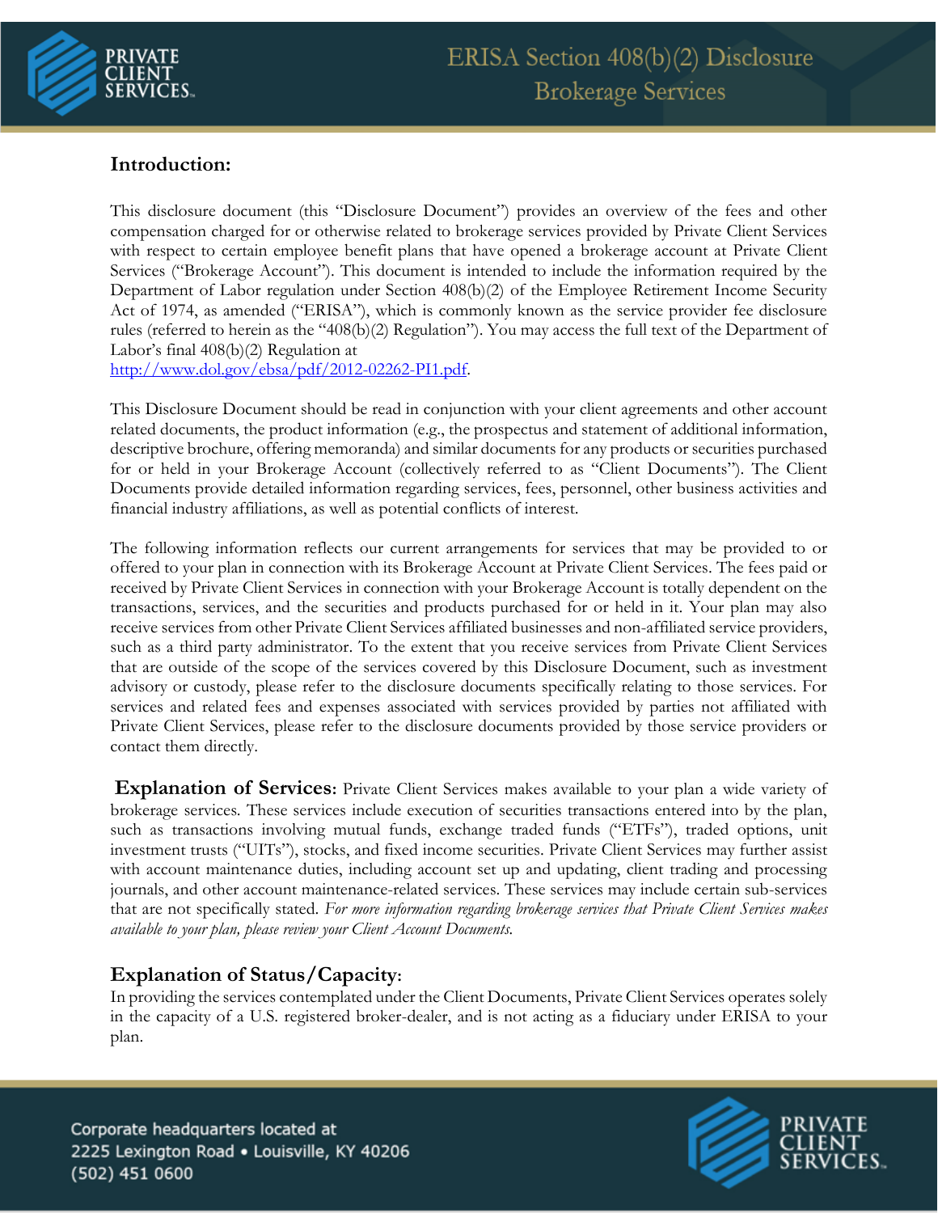# ERISA Section 408(b)(2) Disclosure
## Brokerage Services

### Introduction:

This disclosure document (this "Disclosure Document") provides an overview of the fees and other compensation charged for or otherwise related to brokerage services provided by Private Client Services with respect to certain employee benefit plans that have opened a brokerage account at Private Client Services ("Brokerage Account"). This document is intended to include the information required by the Department of Labor regulation under Section 408(b)(2) of the Employee Retirement Income Security Act of 1974, as amended ("ERISA"), which is commonly known as the service provider fee disclosure rules (referred to herein as the "408(b)(2) Regulation"). You may access the full text of the Department of Labor's final 408(b)(2) Regulation at [http://www.dol.gov/ebsa/pdf/2012-02262-PI1.pdf](http://www.dol.gov/ebsa/pdf/2012-02262-PI1.pdf).

This Disclosure Document should be read in conjunction with your client agreements and other account related documents, the product information (e.g., the prospectus and statement of additional information, descriptive brochure, offering memoranda) and similar documents for any products or securities purchased for or held in your Brokerage Account (collectively referred to as "Client Documents"). The Client Documents provide detailed information regarding services, fees, personnel, other business activities and financial industry affiliations, as well as potential conflicts of interest.

The following information reflects our current arrangements for services that may be provided to or offered to your plan in connection with its Brokerage Account at Private Client Services. The fees paid or received by Private Client Services in connection with your Brokerage Account is totally dependent on the transactions, services, and the securities and products purchased for or held in it. Your plan may also receive services from other Private Client Services affiliated businesses and non-affiliated service providers, such as a third party administrator. To the extent that you receive services from Private Client Services that are outside of the scope of the services covered by this Disclosure Document, such as investment advisory or custody, please refer to the disclosure documents specifically relating to those services. For services and related fees and expenses associated with services provided by parties not affiliated with Private Client Services, please refer to the disclosure documents provided by those service providers or contact them directly.

**Explanation of Services:** Private Client Services makes available to your plan a wide variety of brokerage services. These services include execution of securities transactions entered into by the plan, such as transactions involving mutual funds, exchange traded funds ("ETFs"), traded options, unit investment trusts ("UITs"), stocks, and fixed income securities. Private Client Services may further assist with account maintenance duties, including account set up and updating, client trading and processing journals, and other account maintenance-related services. These services may include certain sub-services that are not specifically stated. *For more information regarding brokerage services that Private Client Services makes available to your plan, please review your Client Account Documents.*

### Explanation of Status/Capacity:

In providing the services contemplated under the Client Documents, Private Client Services operates solely in the capacity of a U.S. registered broker-dealer, and is not acting as a fiduciary under ERISA to your plan.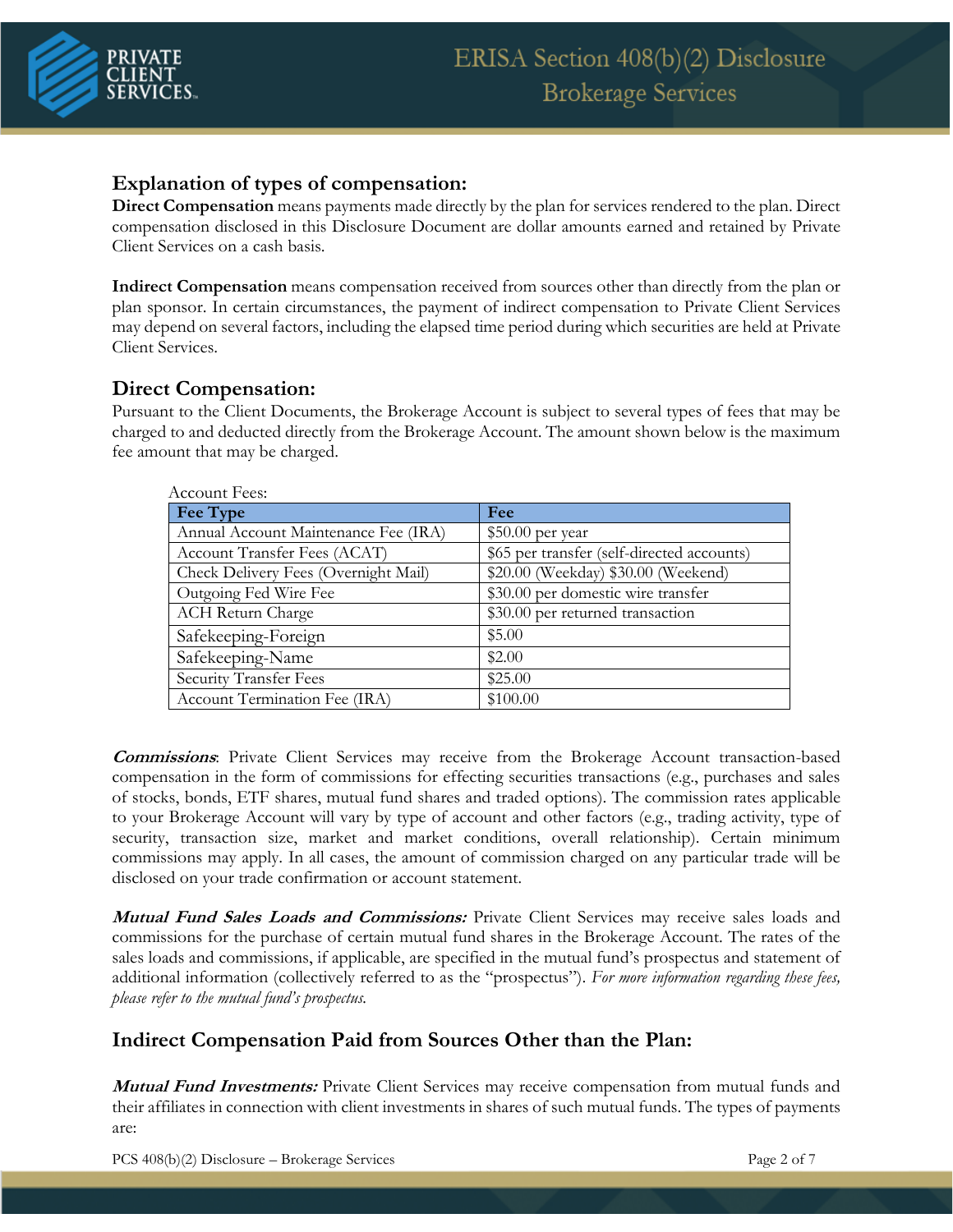## Explanation of types of compensation:

**Direct Compensation** means payments made directly by the plan for services rendered to the plan. Direct compensation disclosed in this Disclosure Document are dollar amounts earned and retained by Private Client Services on a cash basis.

**Indirect Compensation** means compensation received from sources other than directly from the plan or plan sponsor. In certain circumstances, the payment of indirect compensation to Private Client Services may depend on several factors, including the elapsed time period during which securities are held at Private Client Services.

## Direct Compensation:

Pursuant to the Client Documents, the Brokerage Account is subject to several types of fees that may be charged to and deducted directly from the Brokerage Account. The amount shown below is the maximum fee amount that may be charged.

Account Fees:

| Fee Type | Fee |
|---|---|
| Annual Account Maintenance Fee (IRA) | $50.00 per year |
| Account Transfer Fees (ACAT) | $65 per transfer (self-directed accounts) |
| Check Delivery Fees (Overnight Mail) | $20.00 (Weekday) $30.00 (Weekend) |
| Outgoing Fed Wire Fee | $30.00 per domestic wire transfer |
| ACH Return Charge | $30.00 per returned transaction |
| Safekeeping-Foreign | $5.00 |
| Safekeeping-Name | $2.00 |
| Security Transfer Fees | $25.00 |
| Account Termination Fee (IRA) | $100.00 |

***Commissions***: Private Client Services may receive from the Brokerage Account transaction-based compensation in the form of commissions for effecting securities transactions (e.g., purchases and sales of stocks, bonds, ETF shares, mutual fund shares and traded options). The commission rates applicable to your Brokerage Account will vary by type of account and other factors (e.g., trading activity, type of security, transaction size, market and market conditions, overall relationship). Certain minimum commissions may apply. In all cases, the amount of commission charged on any particular trade will be disclosed on your trade confirmation or account statement.

***Mutual Fund Sales Loads and Commissions:*** Private Client Services may receive sales loads and commissions for the purchase of certain mutual fund shares in the Brokerage Account. The rates of the sales loads and commissions, if applicable, are specified in the mutual fund's prospectus and statement of additional information (collectively referred to as the "prospectus"). *For more information regarding these fees, please refer to the mutual fund's prospectus.*

## Indirect Compensation Paid from Sources Other than the Plan:

***Mutual Fund Investments:*** Private Client Services may receive compensation from mutual funds and their affiliates in connection with client investments in shares of such mutual funds. The types of payments are: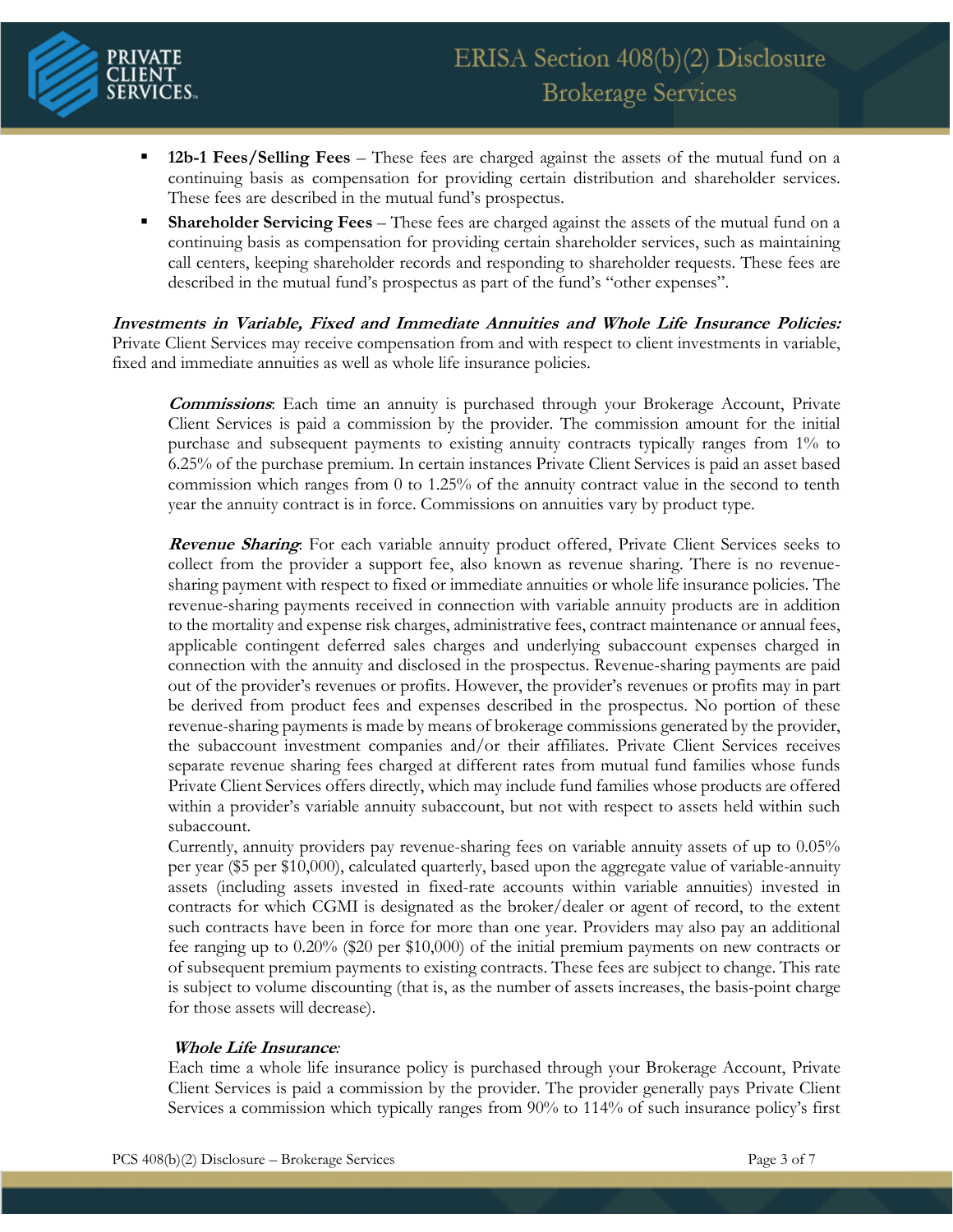- **12b-1 Fees/Selling Fees** – These fees are charged against the assets of the mutual fund on a continuing basis as compensation for providing certain distribution and shareholder services. These fees are described in the mutual fund's prospectus.
- **Shareholder Servicing Fees** – These fees are charged against the assets of the mutual fund on a continuing basis as compensation for providing certain shareholder services, such as maintaining call centers, keeping shareholder records and responding to shareholder requests. These fees are described in the mutual fund's prospectus as part of the fund's "other expenses".

***Investments in Variable, Fixed and Immediate Annuities and Whole Life Insurance Policies:*** Private Client Services may receive compensation from and with respect to client investments in variable, fixed and immediate annuities as well as whole life insurance policies.

***Commissions***: Each time an annuity is purchased through your Brokerage Account, Private Client Services is paid a commission by the provider. The commission amount for the initial purchase and subsequent payments to existing annuity contracts typically ranges from 1% to 6.25% of the purchase premium. In certain instances Private Client Services is paid an asset based commission which ranges from 0 to 1.25% of the annuity contract value in the second to tenth year the annuity contract is in force. Commissions on annuities vary by product type.

***Revenue Sharing***: For each variable annuity product offered, Private Client Services seeks to collect from the provider a support fee, also known as revenue sharing. There is no revenue-sharing payment with respect to fixed or immediate annuities or whole life insurance policies. The revenue-sharing payments received in connection with variable annuity products are in addition to the mortality and expense risk charges, administrative fees, contract maintenance or annual fees, applicable contingent deferred sales charges and underlying subaccount expenses charged in connection with the annuity and disclosed in the prospectus. Revenue-sharing payments are paid out of the provider's revenues or profits. However, the provider's revenues or profits may in part be derived from product fees and expenses described in the prospectus. No portion of these revenue-sharing payments is made by means of brokerage commissions generated by the provider, the subaccount investment companies and/or their affiliates. Private Client Services receives separate revenue sharing fees charged at different rates from mutual fund families whose funds Private Client Services offers directly, which may include fund families whose products are offered within a provider's variable annuity subaccount, but not with respect to assets held within such subaccount.

Currently, annuity providers pay revenue-sharing fees on variable annuity assets of up to 0.05% per year ($5 per $10,000), calculated quarterly, based upon the aggregate value of variable-annuity assets (including assets invested in fixed-rate accounts within variable annuities) invested in contracts for which CGMI is designated as the broker/dealer or agent of record, to the extent such contracts have been in force for more than one year. Providers may also pay an additional fee ranging up to 0.20% ($20 per $10,000) of the initial premium payments on new contracts or of subsequent premium payments to existing contracts. These fees are subject to change. This rate is subject to volume discounting (that is, as the number of assets increases, the basis-point charge for those assets will decrease).

***Whole Life Insurance:***

Each time a whole life insurance policy is purchased through your Brokerage Account, Private Client Services is paid a commission by the provider. The provider generally pays Private Client Services a commission which typically ranges from 90% to 114% of such insurance policy's first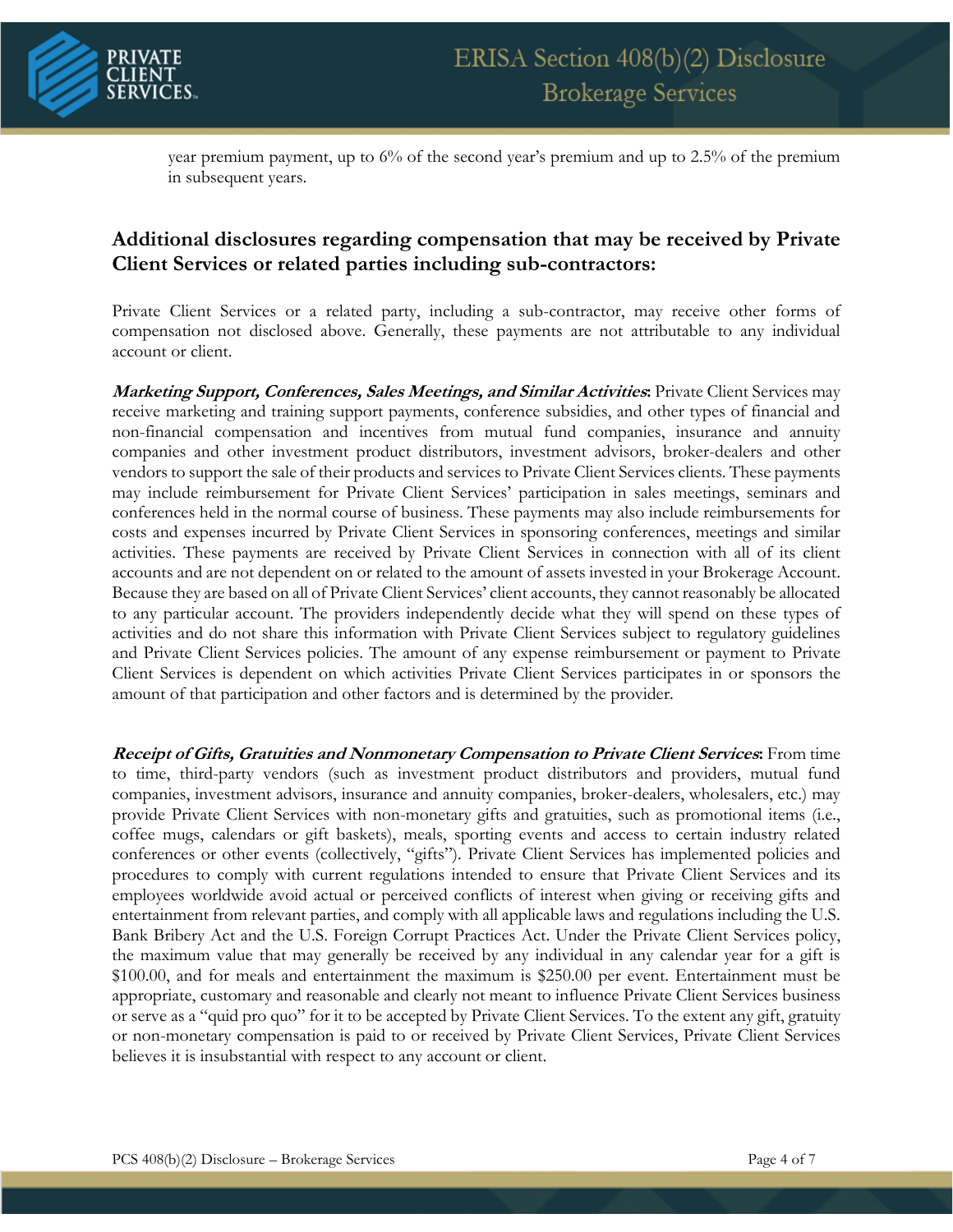year premium payment, up to 6% of the second year's premium and up to 2.5% of the premium in subsequent years.

## Additional disclosures regarding compensation that may be received by Private Client Services or related parties including sub-contractors:

Private Client Services or a related party, including a sub-contractor, may receive other forms of compensation not disclosed above. Generally, these payments are not attributable to any individual account or client.

***Marketing Support, Conferences, Sales Meetings, and Similar Activities*:** Private Client Services may receive marketing and training support payments, conference subsidies, and other types of financial and non-financial compensation and incentives from mutual fund companies, insurance and annuity companies and other investment product distributors, investment advisors, broker-dealers and other vendors to support the sale of their products and services to Private Client Services clients. These payments may include reimbursement for Private Client Services' participation in sales meetings, seminars and conferences held in the normal course of business. These payments may also include reimbursements for costs and expenses incurred by Private Client Services in sponsoring conferences, meetings and similar activities. These payments are received by Private Client Services in connection with all of its client accounts and are not dependent on or related to the amount of assets invested in your Brokerage Account. Because they are based on all of Private Client Services' client accounts, they cannot reasonably be allocated to any particular account. The providers independently decide what they will spend on these types of activities and do not share this information with Private Client Services subject to regulatory guidelines and Private Client Services policies. The amount of any expense reimbursement or payment to Private Client Services is dependent on which activities Private Client Services participates in or sponsors the amount of that participation and other factors and is determined by the provider.

***Receipt of Gifts, Gratuities and Nonmonetary Compensation to Private Client Services*:** From time to time, third-party vendors (such as investment product distributors and providers, mutual fund companies, investment advisors, insurance and annuity companies, broker-dealers, wholesalers, etc.) may provide Private Client Services with non-monetary gifts and gratuities, such as promotional items (i.e., coffee mugs, calendars or gift baskets), meals, sporting events and access to certain industry related conferences or other events (collectively, "gifts"). Private Client Services has implemented policies and procedures to comply with current regulations intended to ensure that Private Client Services and its employees worldwide avoid actual or perceived conflicts of interest when giving or receiving gifts and entertainment from relevant parties, and comply with all applicable laws and regulations including the U.S. Bank Bribery Act and the U.S. Foreign Corrupt Practices Act. Under the Private Client Services policy, the maximum value that may generally be received by any individual in any calendar year for a gift is $100.00, and for meals and entertainment the maximum is $250.00 per event. Entertainment must be appropriate, customary and reasonable and clearly not meant to influence Private Client Services business or serve as a "quid pro quo" for it to be accepted by Private Client Services. To the extent any gift, gratuity or non-monetary compensation is paid to or received by Private Client Services, Private Client Services believes it is insubstantial with respect to any account or client.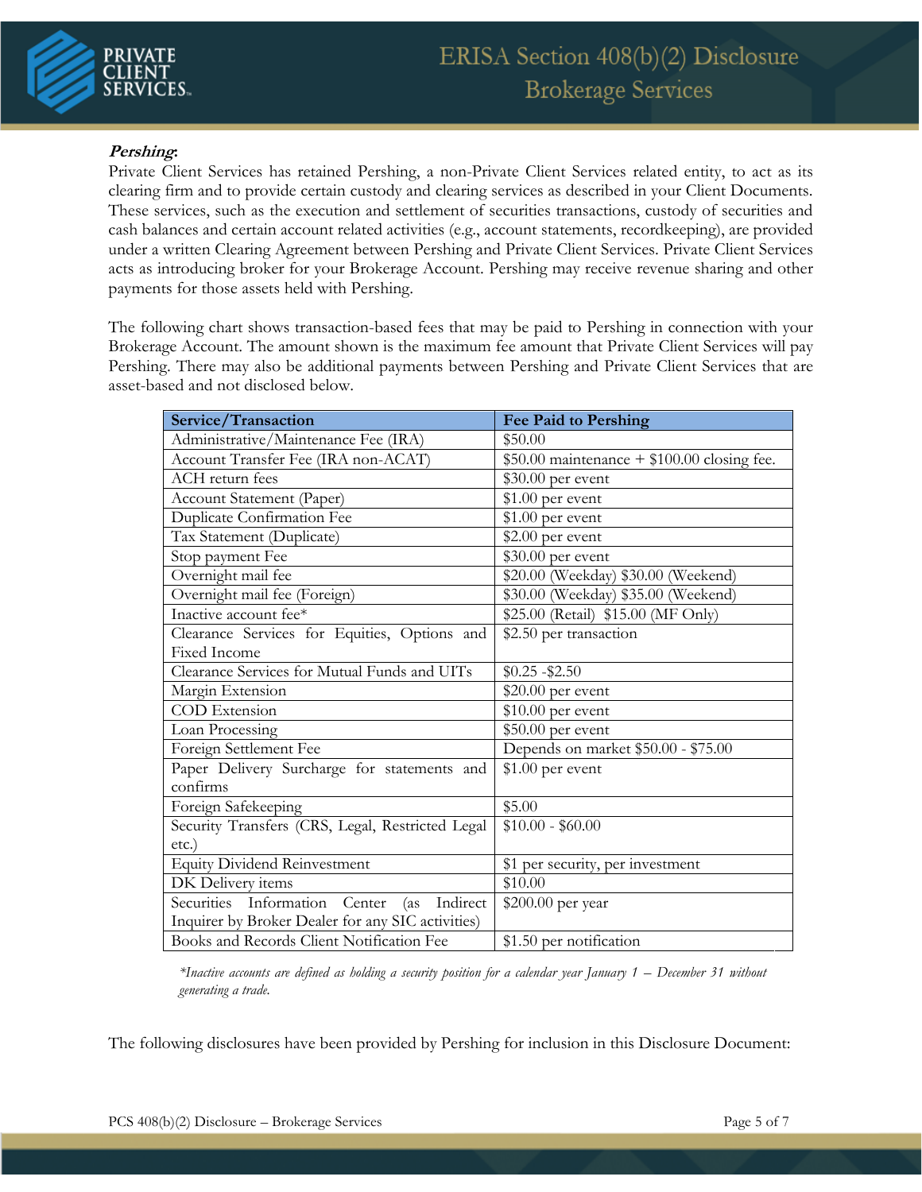***Pershing*:**

Private Client Services has retained Pershing, a non-Private Client Services related entity, to act as its clearing firm and to provide certain custody and clearing services as described in your Client Documents. These services, such as the execution and settlement of securities transactions, custody of securities and cash balances and certain account related activities (e.g., account statements, recordkeeping), are provided under a written Clearing Agreement between Pershing and Private Client Services. Private Client Services acts as introducing broker for your Brokerage Account. Pershing may receive revenue sharing and other payments for those assets held with Pershing.

The following chart shows transaction-based fees that may be paid to Pershing in connection with your Brokerage Account. The amount shown is the maximum fee amount that Private Client Services will pay Pershing. There may also be additional payments between Pershing and Private Client Services that are asset-based and not disclosed below.

| Service/Transaction | Fee Paid to Pershing |
|---|---|
| Administrative/Maintenance Fee (IRA) | $50.00 |
| Account Transfer Fee (IRA non-ACAT) | $50.00 maintenance + $100.00 closing fee. |
| ACH return fees | $30.00 per event |
| Account Statement (Paper) | $1.00 per event |
| Duplicate Confirmation Fee | $1.00 per event |
| Tax Statement (Duplicate) | $2.00 per event |
| Stop payment Fee | $30.00 per event |
| Overnight mail fee | $20.00 (Weekday) $30.00 (Weekend) |
| Overnight mail fee (Foreign) | $30.00 (Weekday) $35.00 (Weekend) |
| Inactive account fee* | $25.00 (Retail) $15.00 (MF Only) |
| Clearance Services for Equities, Options and Fixed Income | $2.50 per transaction |
| Clearance Services for Mutual Funds and UITs | $0.25 -$2.50 |
| Margin Extension | $20.00 per event |
| COD Extension | $10.00 per event |
| Loan Processing | $50.00 per event |
| Foreign Settlement Fee | Depends on market $50.00 - $75.00 |
| Paper Delivery Surcharge for statements and confirms | $1.00 per event |
| Foreign Safekeeping | $5.00 |
| Security Transfers (CRS, Legal, Restricted Legal etc.) | $10.00 - $60.00 |
| Equity Dividend Reinvestment | $1 per security, per investment |
| DK Delivery items | $10.00 |
| Securities Information Center (as Indirect Inquirer by Broker Dealer for any SIC activities) | $200.00 per year |
| Books and Records Client Notification Fee | $1.50 per notification |

*\*Inactive accounts are defined as holding a security position for a calendar year January 1 – December 31 without generating a trade.*

The following disclosures have been provided by Pershing for inclusion in this Disclosure Document: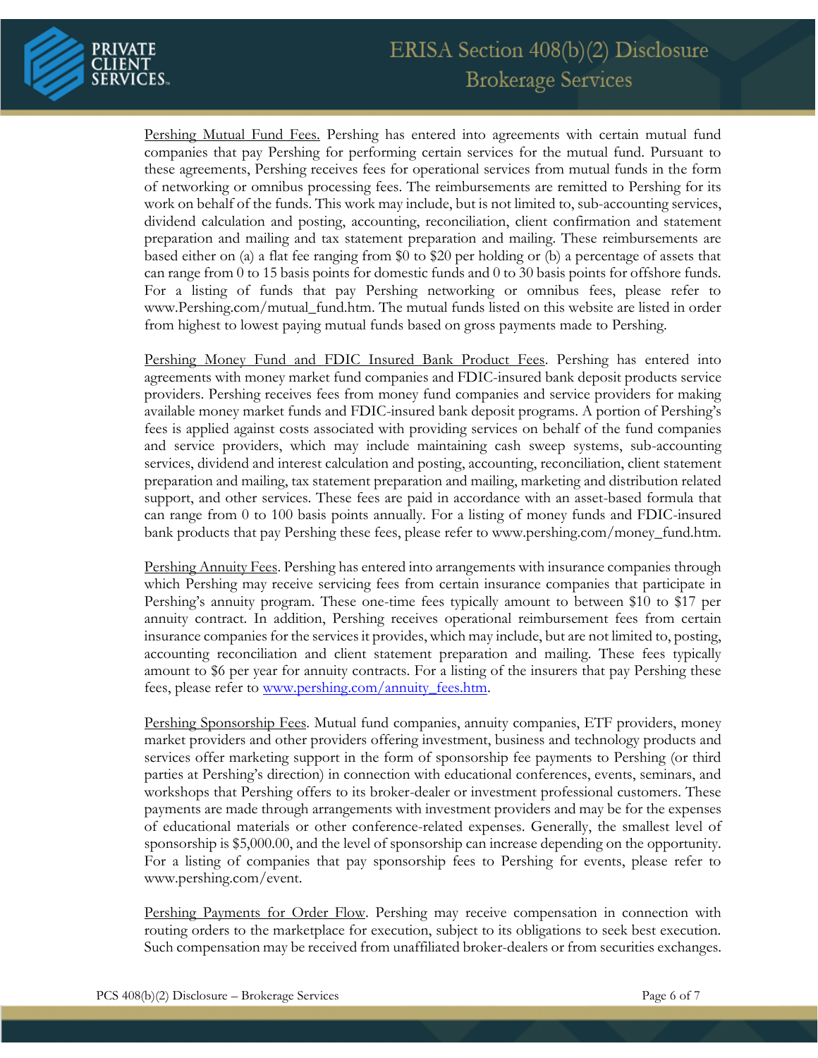Pershing Mutual Fund Fees. Pershing has entered into agreements with certain mutual fund companies that pay Pershing for performing certain services for the mutual fund. Pursuant to these agreements, Pershing receives fees for operational services from mutual funds in the form of networking or omnibus processing fees. The reimbursements are remitted to Pershing for its work on behalf of the funds. This work may include, but is not limited to, sub-accounting services, dividend calculation and posting, accounting, reconciliation, client confirmation and statement preparation and mailing and tax statement preparation and mailing. These reimbursements are based either on (a) a flat fee ranging from $0 to $20 per holding or (b) a percentage of assets that can range from 0 to 15 basis points for domestic funds and 0 to 30 basis points for offshore funds. For a listing of funds that pay Pershing networking or omnibus fees, please refer to www.Pershing.com/mutual_fund.htm. The mutual funds listed on this website are listed in order from highest to lowest paying mutual funds based on gross payments made to Pershing.

Pershing Money Fund and FDIC Insured Bank Product Fees. Pershing has entered into agreements with money market fund companies and FDIC-insured bank deposit products service providers. Pershing receives fees from money fund companies and service providers for making available money market funds and FDIC-insured bank deposit programs. A portion of Pershing's fees is applied against costs associated with providing services on behalf of the fund companies and service providers, which may include maintaining cash sweep systems, sub-accounting services, dividend and interest calculation and posting, accounting, reconciliation, client statement preparation and mailing, tax statement preparation and mailing, marketing and distribution related support, and other services. These fees are paid in accordance with an asset-based formula that can range from 0 to 100 basis points annually. For a listing of money funds and FDIC-insured bank products that pay Pershing these fees, please refer to www.pershing.com/money_fund.htm.

Pershing Annuity Fees. Pershing has entered into arrangements with insurance companies through which Pershing may receive servicing fees from certain insurance companies that participate in Pershing's annuity program. These one-time fees typically amount to between $10 to $17 per annuity contract. In addition, Pershing receives operational reimbursement fees from certain insurance companies for the services it provides, which may include, but are not limited to, posting, accounting reconciliation and client statement preparation and mailing. These fees typically amount to $6 per year for annuity contracts. For a listing of the insurers that pay Pershing these fees, please refer to www.pershing.com/annuity_fees.htm.

Pershing Sponsorship Fees. Mutual fund companies, annuity companies, ETF providers, money market providers and other providers offering investment, business and technology products and services offer marketing support in the form of sponsorship fee payments to Pershing (or third parties at Pershing's direction) in connection with educational conferences, events, seminars, and workshops that Pershing offers to its broker-dealer or investment professional customers. These payments are made through arrangements with investment providers and may be for the expenses of educational materials or other conference-related expenses. Generally, the smallest level of sponsorship is $5,000.00, and the level of sponsorship can increase depending on the opportunity. For a listing of companies that pay sponsorship fees to Pershing for events, please refer to www.pershing.com/event.

Pershing Payments for Order Flow. Pershing may receive compensation in connection with routing orders to the marketplace for execution, subject to its obligations to seek best execution. Such compensation may be received from unaffiliated broker-dealers or from securities exchanges.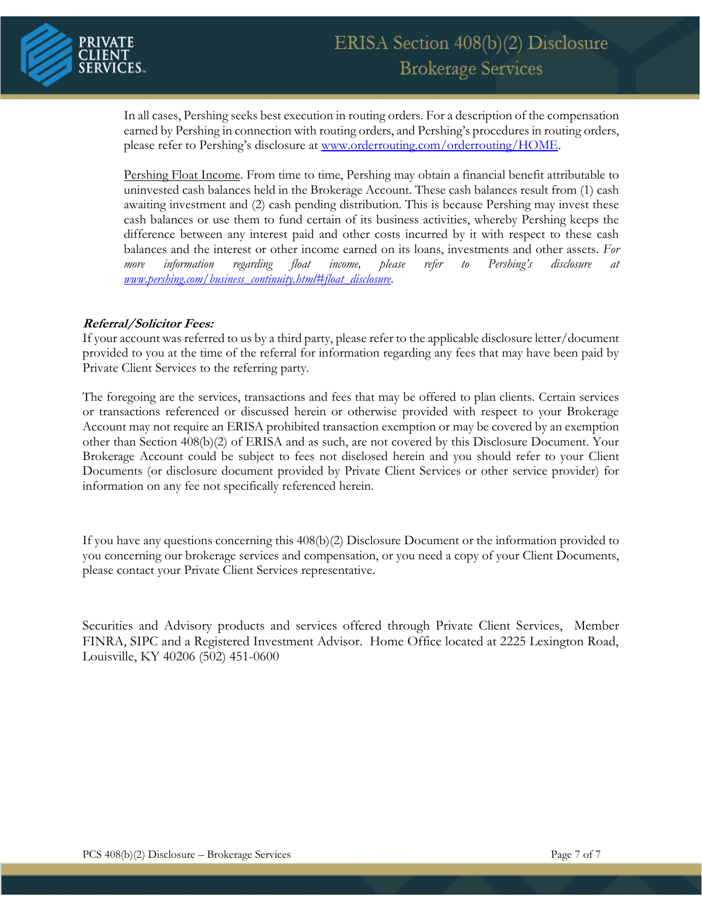In all cases, Pershing seeks best execution in routing orders. For a description of the compensation earned by Pershing in connection with routing orders, and Pershing's procedures in routing orders, please refer to Pershing's disclosure at www.orderrouting.com/orderrouting/HOME.

Pershing Float Income. From time to time, Pershing may obtain a financial benefit attributable to uninvested cash balances held in the Brokerage Account. These cash balances result from (1) cash awaiting investment and (2) cash pending distribution. This is because Pershing may invest these cash balances or use them to fund certain of its business activities, whereby Pershing keeps the difference between any interest paid and other costs incurred by it with respect to these cash balances and the interest or other income earned on its loans, investments and other assets. *For more information regarding float income, please refer to Pershing's disclosure at www.pershing.com/business_continuity.html#float_disclosure.*

***Referral/Solicitor Fees:***

If your account was referred to us by a third party, please refer to the applicable disclosure letter/document provided to you at the time of the referral for information regarding any fees that may have been paid by Private Client Services to the referring party.

The foregoing are the services, transactions and fees that may be offered to plan clients. Certain services or transactions referenced or discussed herein or otherwise provided with respect to your Brokerage Account may not require an ERISA prohibited transaction exemption or may be covered by an exemption other than Section 408(b)(2) of ERISA and as such, are not covered by this Disclosure Document. Your Brokerage Account could be subject to fees not disclosed herein and you should refer to your Client Documents (or disclosure document provided by Private Client Services or other service provider) for information on any fee not specifically referenced herein.

If you have any questions concerning this 408(b)(2) Disclosure Document or the information provided to you concerning our brokerage services and compensation, or you need a copy of your Client Documents, please contact your Private Client Services representative.

Securities and Advisory products and services offered through Private Client Services, Member FINRA, SIPC and a Registered Investment Advisor. Home Office located at 2225 Lexington Road, Louisville, KY 40206 (502) 451-0600